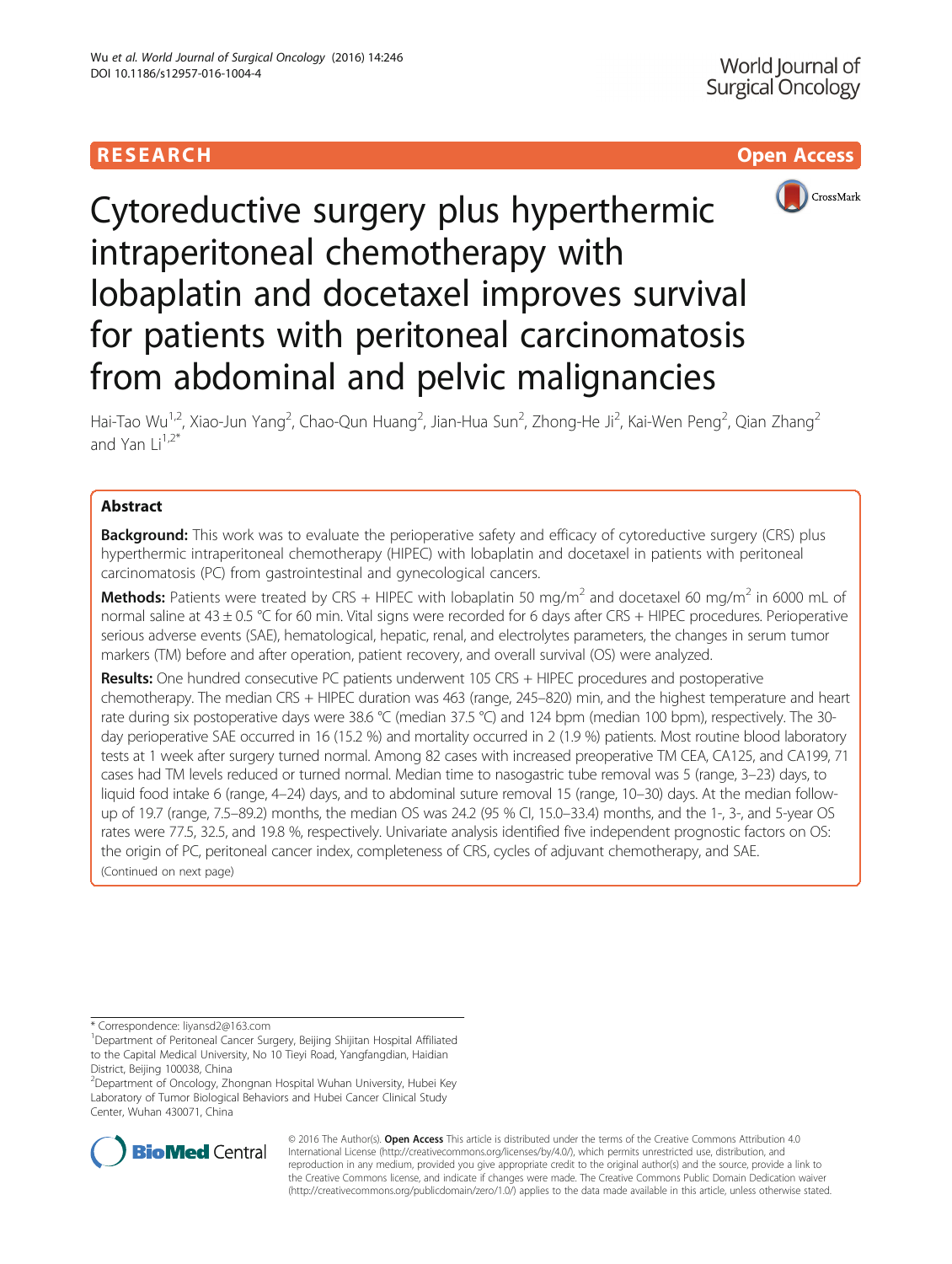RESEARCH

Open Access

# Cytoreductive surgery plus hyperthermic intraperitoneal chemotherapy with lobaplatin and docetaxel improves survival for patients with peritoneal carcinomatosis from abdominal and pelvic malignancies

Hai-Tao Wu[1,2], Xiao-Jun Yang[2], Chao-Qun Huang[2], Jian-Hua Sun[2], Zhong-He Ji[2], Kai-Wen Peng[2], Qian Zhang[2] and Yan Li[1,2*]

## Abstract

**Background:** This work was to evaluate the perioperative safety and efficacy of cytoreductive surgery (CRS) plus hyperthermic intraperitoneal chemotherapy (HIPEC) with lobaplatin and docetaxel in patients with peritoneal carcinomatosis (PC) from gastrointestinal and gynecological cancers.

**Methods:** Patients were treated by CRS + HIPEC with lobaplatin 50 mg/m$^2$ and docetaxel 60 mg/m$^2$ in 6000 mL of normal saline at 43 ± 0.5 °C for 60 min. Vital signs were recorded for 6 days after CRS + HIPEC procedures. Perioperative serious adverse events (SAE), hematological, hepatic, renal, and electrolytes parameters, the changes in serum tumor markers (TM) before and after operation, patient recovery, and overall survival (OS) were analyzed.

**Results:** One hundred consecutive PC patients underwent 105 CRS + HIPEC procedures and postoperative chemotherapy. The median CRS + HIPEC duration was 463 (range, 245–820) min, and the highest temperature and heart rate during six postoperative days were 38.6 °C (median 37.5 °C) and 124 bpm (median 100 bpm), respectively. The 30-day perioperative SAE occurred in 16 (15.2 %) and mortality occurred in 2 (1.9 %) patients. Most routine blood laboratory tests at 1 week after surgery turned normal. Among 82 cases with increased preoperative TM CEA, CA125, and CA199, 71 cases had TM levels reduced or turned normal. Median time to nasogastric tube removal was 5 (range, 3–23) days, to liquid food intake 6 (range, 4–24) days, and to abdominal suture removal 15 (range, 10–30) days. At the median follow-up of 19.7 (range, 7.5–89.2) months, the median OS was 24.2 (95 % CI, 15.0–33.4) months, and the 1-, 3-, and 5-year OS rates were 77.5, 32.5, and 19.8 %, respectively. Univariate analysis identified five independent prognostic factors on OS: the origin of PC, peritoneal cancer index, completeness of CRS, cycles of adjuvant chemotherapy, and SAE.

(Continued on next page)

---

\* Correspondence: liyansd2@163.com

[1]Department of Peritoneal Cancer Surgery, Beijing Shijitan Hospital Affiliated to the Capital Medical University, No 10 Tieyi Road, Yangfangdian, Haidian District, Beijing 100038, China

[2]Department of Oncology, Zhongnan Hospital Wuhan University, Hubei Key Laboratory of Tumor Biological Behaviors and Hubei Cancer Clinical Study Center, Wuhan 430071, China

© 2016 The Author(s). **Open Access** This article is distributed under the terms of the Creative Commons Attribution 4.0 International License (http://creativecommons.org/licenses/by/4.0/), which permits unrestricted use, distribution, and reproduction in any medium, provided you give appropriate credit to the original author(s) and the source, provide a link to the Creative Commons license, and indicate if changes were made. The Creative Commons Public Domain Dedication waiver (http://creativecommons.org/publicdomain/zero/1.0/) applies to the data made available in this article, unless otherwise stated.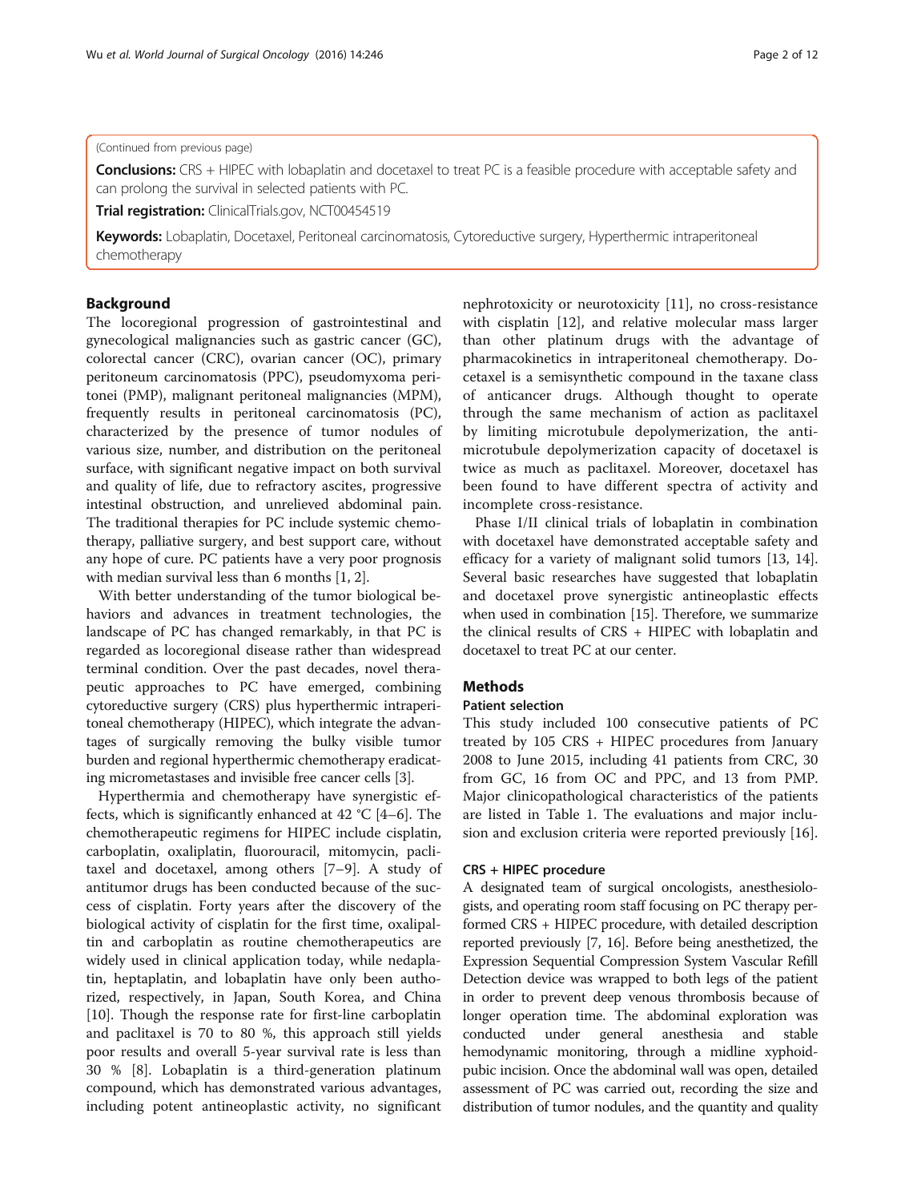(Continued from previous page)

**Conclusions:** CRS + HIPEC with lobaplatin and docetaxel to treat PC is a feasible procedure with acceptable safety and can prolong the survival in selected patients with PC.

**Trial registration:** ClinicalTrials.gov, NCT00454519

**Keywords:** Lobaplatin, Docetaxel, Peritoneal carcinomatosis, Cytoreductive surgery, Hyperthermic intraperitoneal chemotherapy

## Background

The locoregional progression of gastrointestinal and gynecological malignancies such as gastric cancer (GC), colorectal cancer (CRC), ovarian cancer (OC), primary peritoneum carcinomatosis (PPC), pseudomyxoma peritonei (PMP), malignant peritoneal malignancies (MPM), frequently results in peritoneal carcinomatosis (PC), characterized by the presence of tumor nodules of various size, number, and distribution on the peritoneal surface, with significant negative impact on both survival and quality of life, due to refractory ascites, progressive intestinal obstruction, and unrelieved abdominal pain. The traditional therapies for PC include systemic chemotherapy, palliative surgery, and best support care, without any hope of cure. PC patients have a very poor prognosis with median survival less than 6 months [1, 2].

With better understanding of the tumor biological behaviors and advances in treatment technologies, the landscape of PC has changed remarkably, in that PC is regarded as locoregional disease rather than widespread terminal condition. Over the past decades, novel therapeutic approaches to PC have emerged, combining cytoreductive surgery (CRS) plus hyperthermic intraperitoneal chemotherapy (HIPEC), which integrate the advantages of surgically removing the bulky visible tumor burden and regional hyperthermic chemotherapy eradicating micrometastases and invisible free cancer cells [3].

Hyperthermia and chemotherapy have synergistic effects, which is significantly enhanced at 42 °C [4–6]. The chemotherapeutic regimens for HIPEC include cisplatin, carboplatin, oxaliplatin, fluorouracil, mitomycin, paclitaxel and docetaxel, among others [7–9]. A study of antitumor drugs has been conducted because of the success of cisplatin. Forty years after the discovery of the biological activity of cisplatin for the first time, oxaliplatin and carboplatin as routine chemotherapeutics are widely used in clinical application today, while nedaplatin, heptaplatin, and lobaplatin have only been authorized, respectively, in Japan, South Korea, and China [10]. Though the response rate for first-line carboplatin and paclitaxel is 70 to 80 %, this approach still yields poor results and overall 5-year survival rate is less than 30 % [8]. Lobaplatin is a third-generation platinum compound, which has demonstrated various advantages, including potent antineoplastic activity, no significant nephrotoxicity or neurotoxicity [11], no cross-resistance with cisplatin [12], and relative molecular mass larger than other platinum drugs with the advantage of pharmacokinetics in intraperitoneal chemotherapy. Docetaxel is a semisynthetic compound in the taxane class of anticancer drugs. Although thought to operate through the same mechanism of action as paclitaxel by limiting microtubule depolymerization, the anti-microtubule depolymerization capacity of docetaxel is twice as much as paclitaxel. Moreover, docetaxel has been found to have different spectra of activity and incomplete cross-resistance.

Phase I/II clinical trials of lobaplatin in combination with docetaxel have demonstrated acceptable safety and efficacy for a variety of malignant solid tumors [13, 14]. Several basic researches have suggested that lobaplatin and docetaxel prove synergistic antineoplastic effects when used in combination [15]. Therefore, we summarize the clinical results of CRS + HIPEC with lobaplatin and docetaxel to treat PC at our center.

## Methods

### Patient selection

This study included 100 consecutive patients of PC treated by 105 CRS + HIPEC procedures from January 2008 to June 2015, including 41 patients from CRC, 30 from GC, 16 from OC and PPC, and 13 from PMP. Major clinicopathological characteristics of the patients are listed in Table 1. The evaluations and major inclusion and exclusion criteria were reported previously [16].

### CRS + HIPEC procedure

A designated team of surgical oncologists, anesthesiologists, and operating room staff focusing on PC therapy performed CRS + HIPEC procedure, with detailed description reported previously [7, 16]. Before being anesthetized, the Expression Sequential Compression System Vascular Refill Detection device was wrapped to both legs of the patient in order to prevent deep venous thrombosis because of longer operation time. The abdominal exploration was conducted under general anesthesia and stable hemodynamic monitoring, through a midline xyphoid-pubic incision. Once the abdominal wall was open, detailed assessment of PC was carried out, recording the size and distribution of tumor nodules, and the quantity and quality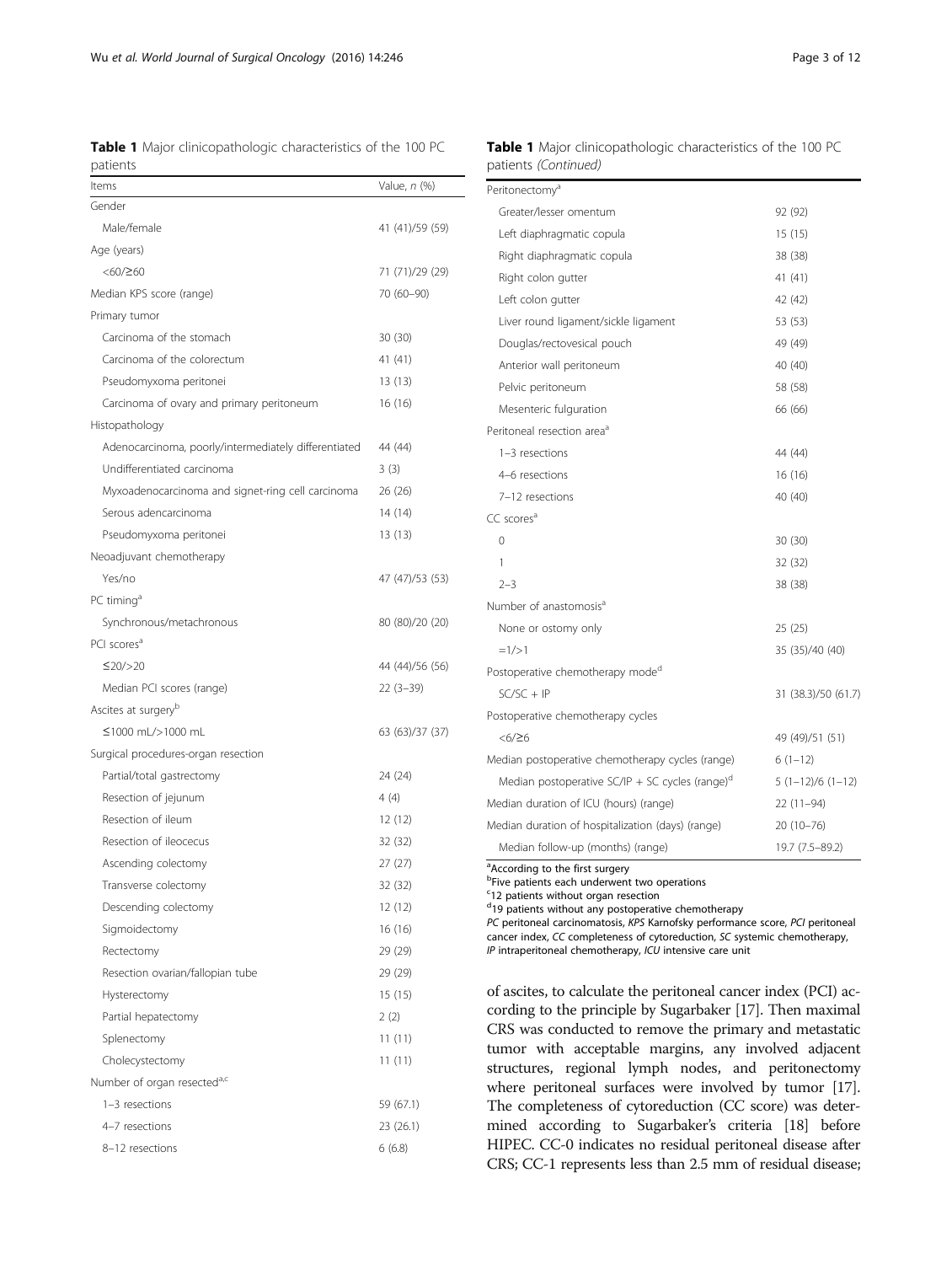**Table 1** Major clinicopathologic characteristics of the 100 PC patients

| Items | Value, *n* (%) |
|---|---|
| Gender | |
| Male/female | 41 (41)/59 (59) |
| Age (years) | |
| <60/≥60 | 71 (71)/29 (29) |
| Median KPS score (range) | 70 (60–90) |
| Primary tumor | |
| Carcinoma of the stomach | 30 (30) |
| Carcinoma of the colorectum | 41 (41) |
| Pseudomyxoma peritonei | 13 (13) |
| Carcinoma of ovary and primary peritoneum | 16 (16) |
| Histopathology | |
| Adenocarcinoma, poorly/intermediately differentiated | 44 (44) |
| Undifferentiated carcinoma | 3 (3) |
| Myxoadenocarcinoma and signet-ring cell carcinoma | 26 (26) |
| Serous adencarcinoma | 14 (14) |
| Pseudomyxoma peritonei | 13 (13) |
| Neoadjuvant chemotherapy | |
| Yes/no | 47 (47)/53 (53) |
| PC timing[a] | |
| Synchronous/metachronous | 80 (80)/20 (20) |
| PCI scores[a] | |
| ≤20/>20 | 44 (44)/56 (56) |
| Median PCI scores (range) | 22 (3–39) |
| Ascites at surgery[b] | |
| ≤1000 mL/>1000 mL | 63 (63)/37 (37) |
| Surgical procedures-organ resection | |
| Partial/total gastrectomy | 24 (24) |
| Resection of jejunum | 4 (4) |
| Resection of ileum | 12 (12) |
| Resection of ileocecus | 32 (32) |
| Ascending colectomy | 27 (27) |
| Transverse colectomy | 32 (32) |
| Descending colectomy | 12 (12) |
| Sigmoidectomy | 16 (16) |
| Rectectomy | 29 (29) |
| Resection ovarian/fallopian tube | 29 (29) |
| Hysterectomy | 15 (15) |
| Partial hepatectomy | 2 (2) |
| Splenectomy | 11 (11) |
| Cholecystectomy | 11 (11) |
| Number of organ resected[a,c] | |
| 1–3 resections | 59 (67.1) |
| 4–7 resections | 23 (26.1) |
| 8–12 resections | 6 (6.8) |
| Peritonectomy[a] | |
| Greater/lesser omentum | 92 (92) |
| Left diaphragmatic copula | 15 (15) |
| Right diaphragmatic copula | 38 (38) |
| Right colon gutter | 41 (41) |
| Left colon gutter | 42 (42) |
| Liver round ligament/sickle ligament | 53 (53) |
| Douglas/rectovesical pouch | 49 (49) |
| Anterior wall peritoneum | 40 (40) |
| Pelvic peritoneum | 58 (58) |
| Mesenteric fulguration | 66 (66) |
| Peritoneal resection area[a] | |
| 1–3 resections | 44 (44) |
| 4–6 resections | 16 (16) |
| 7–12 resections | 40 (40) |
| CC scores[a] | |
| 0 | 30 (30) |
| 1 | 32 (32) |
| 2–3 | 38 (38) |
| Number of anastomosis[a] | |
| None or ostomy only | 25 (25) |
| =1/>1 | 35 (35)/40 (40) |
| Postoperative chemotherapy mode[d] | |
| SC/SC + IP | 31 (38.3)/50 (61.7) |
| Postoperative chemotherapy cycles | |
| <6/≥6 | 49 (49)/51 (51) |
| Median postoperative chemotherapy cycles (range) | 6 (1–12) |
| Median postoperative SC/IP + SC cycles (range)[d] | 5 (1–12)/6 (1–12) |
| Median duration of ICU (hours) (range) | 22 (11–94) |
| Median duration of hospitalization (days) (range) | 20 (10–76) |
| Median follow-up (months) (range) | 19.7 (7.5–89.2) |

[a]According to the first surgery
[b]Five patients each underwent two operations
[c]12 patients without organ resection
[d]19 patients without any postoperative chemotherapy
*PC* peritoneal carcinomatosis, *KPS* Karnofsky performance score, *PCI* peritoneal cancer index, *CC* completeness of cytoreduction, *SC* systemic chemotherapy, *IP* intraperitoneal chemotherapy, *ICU* intensive care unit

of ascites, to calculate the peritoneal cancer index (PCI) according to the principle by Sugarbaker [17]. Then maximal CRS was conducted to remove the primary and metastatic tumor with acceptable margins, any involved adjacent structures, regional lymph nodes, and peritonectomy where peritoneal surfaces were involved by tumor [17]. The completeness of cytoreduction (CC score) was determined according to Sugarbaker's criteria [18] before HIPEC. CC-0 indicates no residual peritoneal disease after CRS; CC-1 represents less than 2.5 mm of residual disease;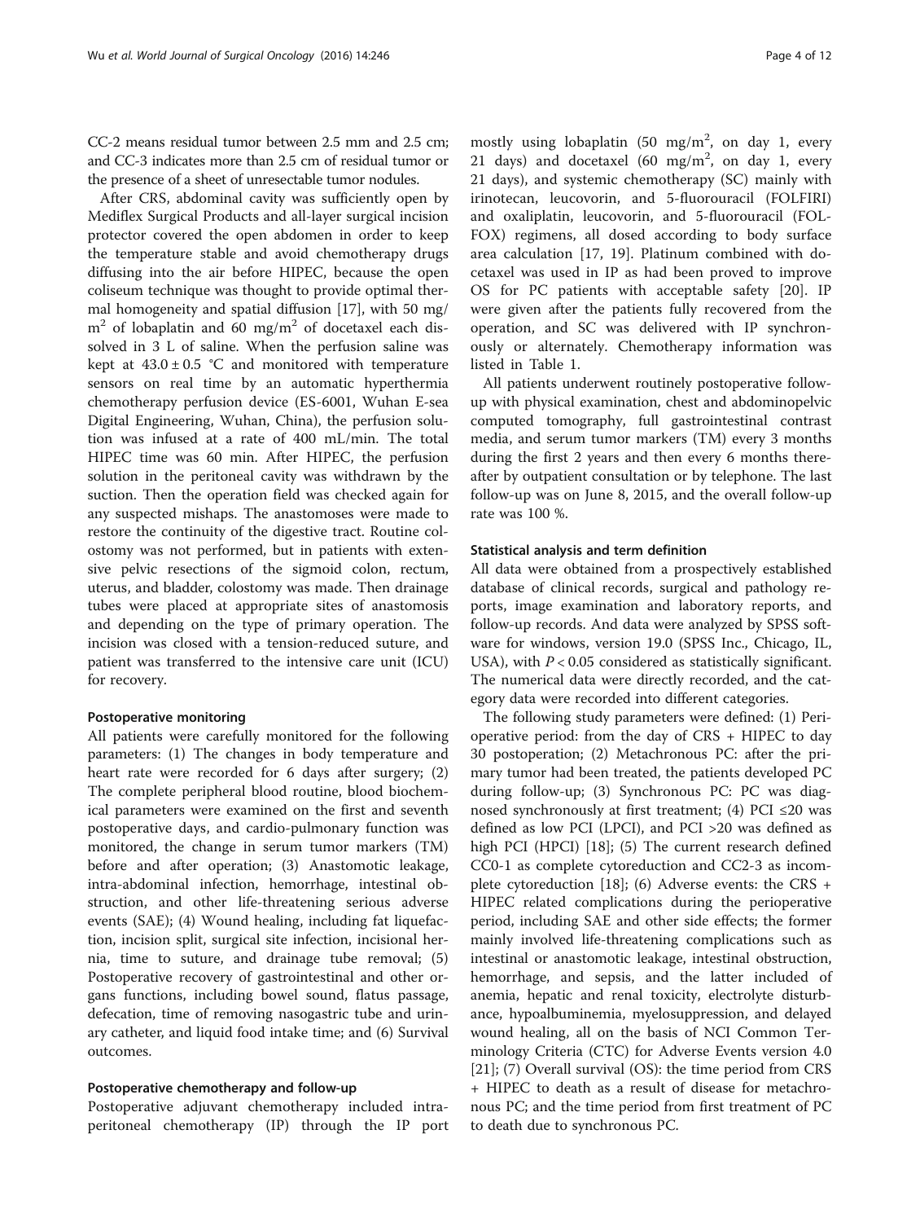CC-2 means residual tumor between 2.5 mm and 2.5 cm; and CC-3 indicates more than 2.5 cm of residual tumor or the presence of a sheet of unresectable tumor nodules.

After CRS, abdominal cavity was sufficiently open by Mediflex Surgical Products and all-layer surgical incision protector covered the open abdomen in order to keep the temperature stable and avoid chemotherapy drugs diffusing into the air before HIPEC, because the open coliseum technique was thought to provide optimal thermal homogeneity and spatial diffusion [17], with 50 mg/$m^2$ of lobaplatin and 60 mg/$m^2$ of docetaxel each dissolved in 3 L of saline. When the perfusion saline was kept at $43.0 \pm 0.5$ °C and monitored with temperature sensors on real time by an automatic hyperthermia chemotherapy perfusion device (ES-6001, Wuhan E-sea Digital Engineering, Wuhan, China), the perfusion solution was infused at a rate of 400 mL/min. The total HIPEC time was 60 min. After HIPEC, the perfusion solution in the peritoneal cavity was withdrawn by the suction. Then the operation field was checked again for any suspected mishaps. The anastomoses were made to restore the continuity of the digestive tract. Routine colostomy was not performed, but in patients with extensive pelvic resections of the sigmoid colon, rectum, uterus, and bladder, colostomy was made. Then drainage tubes were placed at appropriate sites of anastomosis and depending on the type of primary operation. The incision was closed with a tension-reduced suture, and patient was transferred to the intensive care unit (ICU) for recovery.

#### Postoperative monitoring

All patients were carefully monitored for the following parameters: (1) The changes in body temperature and heart rate were recorded for 6 days after surgery; (2) The complete peripheral blood routine, blood biochemical parameters were examined on the first and seventh postoperative days, and cardio-pulmonary function was monitored, the change in serum tumor markers (TM) before and after operation; (3) Anastomotic leakage, intra-abdominal infection, hemorrhage, intestinal obstruction, and other life-threatening serious adverse events (SAE); (4) Wound healing, including fat liquefaction, incision split, surgical site infection, incisional hernia, time to suture, and drainage tube removal; (5) Postoperative recovery of gastrointestinal and other organs functions, including bowel sound, flatus passage, defecation, time of removing nasogastric tube and urinary catheter, and liquid food intake time; and (6) Survival outcomes.

#### Postoperative chemotherapy and follow-up

Postoperative adjuvant chemotherapy included intraperitoneal chemotherapy (IP) through the IP port mostly using lobaplatin (50 mg/$m^2$, on day 1, every 21 days) and docetaxel (60 mg/$m^2$, on day 1, every 21 days), and systemic chemotherapy (SC) mainly with irinotecan, leucovorin, and 5-fluorouracil (FOLFIRI) and oxaliplatin, leucovorin, and 5-fluorouracil (FOLFOX) regimens, all dosed according to body surface area calculation [17, 19]. Platinum combined with docetaxel was used in IP as had been proved to improve OS for PC patients with acceptable safety [20]. IP were given after the patients fully recovered from the operation, and SC was delivered with IP synchronously or alternately. Chemotherapy information was listed in Table 1.

All patients underwent routinely postoperative follow-up with physical examination, chest and abdominopelvic computed tomography, full gastrointestinal contrast media, and serum tumor markers (TM) every 3 months during the first 2 years and then every 6 months thereafter by outpatient consultation or by telephone. The last follow-up was on June 8, 2015, and the overall follow-up rate was 100 %.

#### Statistical analysis and term definition

All data were obtained from a prospectively established database of clinical records, surgical and pathology reports, image examination and laboratory reports, and follow-up records. And data were analyzed by SPSS software for windows, version 19.0 (SPSS Inc., Chicago, IL, USA), with $P < 0.05$ considered as statistically significant. The numerical data were directly recorded, and the category data were recorded into different categories.

The following study parameters were defined: (1) Perioperative period: from the day of CRS + HIPEC to day 30 postoperation; (2) Metachronous PC: after the primary tumor had been treated, the patients developed PC during follow-up; (3) Synchronous PC: PC was diagnosed synchronously at first treatment; (4) PCI ≤20 was defined as low PCI (LPCI), and PCI >20 was defined as high PCI (HPCI) [18]; (5) The current research defined CC0-1 as complete cytoreduction and CC2-3 as incomplete cytoreduction [18]; (6) Adverse events: the CRS + HIPEC related complications during the perioperative period, including SAE and other side effects; the former mainly involved life-threatening complications such as intestinal or anastomotic leakage, intestinal obstruction, hemorrhage, and sepsis, and the latter included of anemia, hepatic and renal toxicity, electrolyte disturbance, hypoalbuminemia, myelosuppression, and delayed wound healing, all on the basis of NCI Common Terminology Criteria (CTC) for Adverse Events version 4.0 [21]; (7) Overall survival (OS): the time period from CRS + HIPEC to death as a result of disease for metachronous PC; and the time period from first treatment of PC to death due to synchronous PC.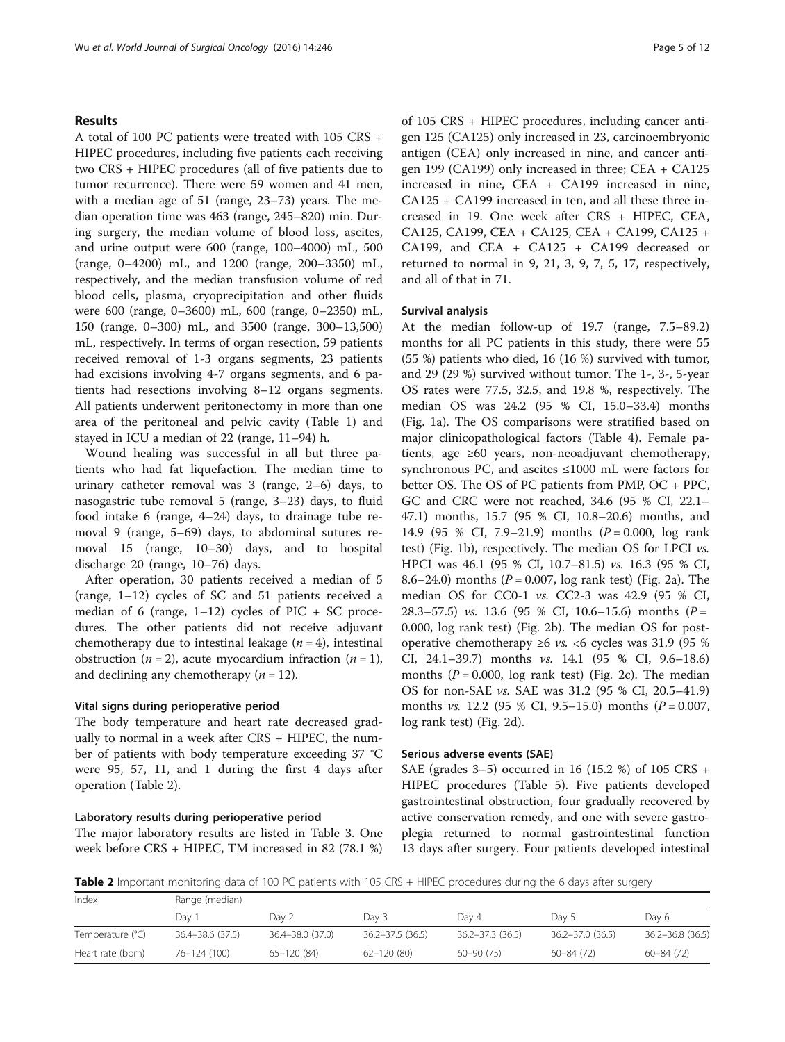## Results

A total of 100 PC patients were treated with 105 CRS + HIPEC procedures, including five patients each receiving two CRS + HIPEC procedures (all of five patients due to tumor recurrence). There were 59 women and 41 men, with a median age of 51 (range, 23–73) years. The median operation time was 463 (range, 245–820) min. During surgery, the median volume of blood loss, ascites, and urine output were 600 (range, 100–4000) mL, 500 (range, 0–4200) mL, and 1200 (range, 200–3350) mL, respectively, and the median transfusion volume of red blood cells, plasma, cryoprecipitation and other fluids were 600 (range, 0–3600) mL, 600 (range, 0–2350) mL, 150 (range, 0–300) mL, and 3500 (range, 300–13,500) mL, respectively. In terms of organ resection, 59 patients received removal of 1-3 organs segments, 23 patients had excisions involving 4-7 organs segments, and 6 patients had resections involving 8–12 organs segments. All patients underwent peritonectomy in more than one area of the peritoneal and pelvic cavity (Table 1) and stayed in ICU a median of 22 (range, 11–94) h.

Wound healing was successful in all but three patients who had fat liquefaction. The median time to urinary catheter removal was 3 (range, 2–6) days, to nasogastric tube removal 5 (range, 3–23) days, to fluid food intake 6 (range, 4–24) days, to drainage tube removal 9 (range, 5–69) days, to abdominal sutures removal 15 (range, 10–30) days, and to hospital discharge 20 (range, 10–76) days.

After operation, 30 patients received a median of 5 (range, 1–12) cycles of SC and 51 patients received a median of 6 (range, 1–12) cycles of PIC + SC procedures. The other patients did not receive adjuvant chemotherapy due to intestinal leakage ($n = 4$), intestinal obstruction ($n = 2$), acute myocardium infraction ($n = 1$), and declining any chemotherapy ($n = 12$).

### Vital signs during perioperative period

The body temperature and heart rate decreased gradually to normal in a week after CRS + HIPEC, the number of patients with body temperature exceeding 37 °C were 95, 57, 11, and 1 during the first 4 days after operation (Table 2).

### Laboratory results during perioperative period

The major laboratory results are listed in Table 3. One week before CRS + HIPEC, TM increased in 82 (78.1 %) of 105 CRS + HIPEC procedures, including cancer antigen 125 (CA125) only increased in 23, carcinoembryonic antigen (CEA) only increased in nine, and cancer antigen 199 (CA199) only increased in three; CEA + CA125 increased in nine, CEA + CA199 increased in nine, CA125 + CA199 increased in ten, and all these three increased in 19. One week after CRS + HIPEC, CEA, CA125, CA199, CEA + CA125, CEA + CA199, CA125 + CA199, and CEA + CA125 + CA199 decreased or returned to normal in 9, 21, 3, 9, 7, 5, 17, respectively, and all of that in 71.

### Survival analysis

At the median follow-up of 19.7 (range, 7.5–89.2) months for all PC patients in this study, there were 55 (55 %) patients who died, 16 (16 %) survived with tumor, and 29 (29 %) survived without tumor. The 1-, 3-, 5-year OS rates were 77.5, 32.5, and 19.8 %, respectively. The median OS was 24.2 (95 % CI, 15.0–33.4) months (Fig. 1a). The OS comparisons were stratified based on major clinicopathological factors (Table 4). Female patients, age ≥60 years, non-neoadjuvant chemotherapy, synchronous PC, and ascites ≤1000 mL were factors for better OS. The OS of PC patients from PMP, OC + PPC, GC and CRC were not reached, 34.6 (95 % CI, 22.1–47.1) months, 15.7 (95 % CI, 10.8–20.6) months, and 14.9 (95 % CI, 7.9–21.9) months ($P = 0.000$, log rank test) (Fig. 1b), respectively. The median OS for LPCI *vs.* HPCI was 46.1 (95 % CI, 10.7–81.5) *vs.* 16.3 (95 % CI, 8.6–24.0) months ($P = 0.007$, log rank test) (Fig. 2a). The median OS for CC0-1 *vs.* CC2-3 was 42.9 (95 % CI, 28.3–57.5) *vs.* 13.6 (95 % CI, 10.6–15.6) months ($P = 0.000$, log rank test) (Fig. 2b). The median OS for postoperative chemotherapy ≥6 *vs.* <6 cycles was 31.9 (95 % CI, 24.1–39.7) months *vs.* 14.1 (95 % CI, 9.6–18.6) months ($P = 0.000$, log rank test) (Fig. 2c). The median OS for non-SAE *vs.* SAE was 31.2 (95 % CI, 20.5–41.9) months *vs.* 12.2 (95 % CI, 9.5–15.0) months ($P = 0.007$, log rank test) (Fig. 2d).

### Serious adverse events (SAE)

SAE (grades 3–5) occurred in 16 (15.2 %) of 105 CRS + HIPEC procedures (Table 5). Five patients developed gastrointestinal obstruction, four gradually recovered by active conservation remedy, and one with severe gastroplegia returned to normal gastrointestinal function 13 days after surgery. Four patients developed intestinal

**Table 2** Important monitoring data of 100 PC patients with 105 CRS + HIPEC procedures during the 6 days after surgery

| Index | Range (median) | | | | | |
|---|---|---|---|---|---|---|
| | Day 1 | Day 2 | Day 3 | Day 4 | Day 5 | Day 6 |
| Temperature (°C) | 36.4–38.6 (37.5) | 36.4–38.0 (37.0) | 36.2–37.5 (36.5) | 36.2–37.3 (36.5) | 36.2–37.0 (36.5) | 36.2–36.8 (36.5) |
| Heart rate (bpm) | 76–124 (100) | 65–120 (84) | 62–120 (80) | 60–90 (75) | 60–84 (72) | 60–84 (72) |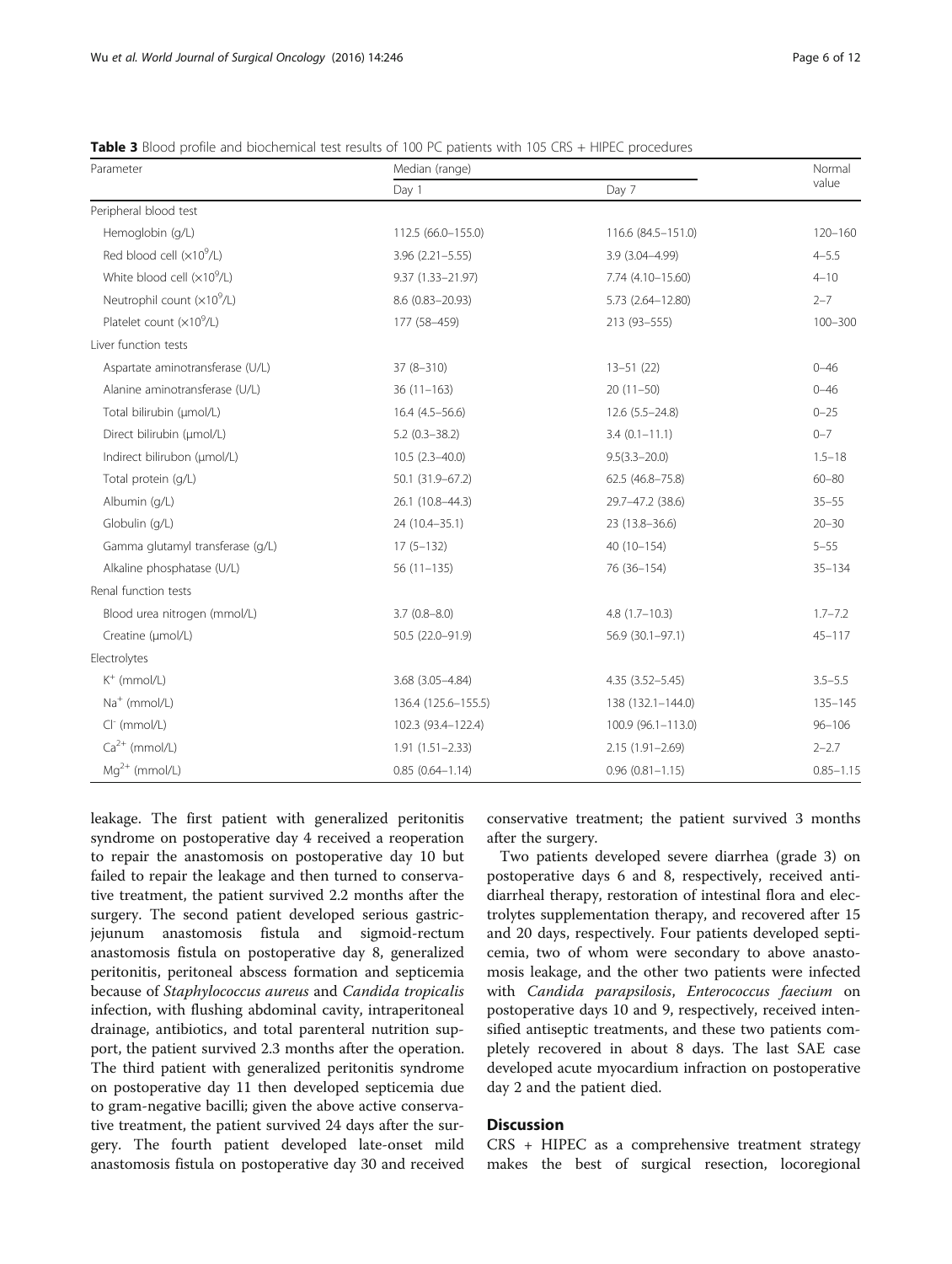**Table 3** Blood profile and biochemical test results of 100 PC patients with 105 CRS + HIPEC procedures

| Parameter | Median (range) | | Normal value |
|---|---|---|---|
| | Day 1 | Day 7 | |
| Peripheral blood test | | | |
| Hemoglobin (g/L) | 112.5 (66.0–155.0) | 116.6 (84.5–151.0) | 120–160 |
| Red blood cell ($\times 10^9$/L) | 3.96 (2.21–5.55) | 3.9 (3.04–4.99) | 4–5.5 |
| White blood cell ($\times 10^9$/L) | 9.37 (1.33–21.97) | 7.74 (4.10–15.60) | 4–10 |
| Neutrophil count ($\times 10^9$/L) | 8.6 (0.83–20.93) | 5.73 (2.64–12.80) | 2–7 |
| Platelet count ($\times 10^9$/L) | 177 (58–459) | 213 (93–555) | 100–300 |
| Liver function tests | | | |
| Aspartate aminotransferase (U/L) | 37 (8–310) | 13–51 (22) | 0–46 |
| Alanine aminotransferase (U/L) | 36 (11–163) | 20 (11–50) | 0–46 |
| Total bilirubin (μmol/L) | 16.4 (4.5–56.6) | 12.6 (5.5–24.8) | 0–25 |
| Direct bilirubin (μmol/L) | 5.2 (0.3–38.2) | 3.4 (0.1–11.1) | 0–7 |
| Indirect bilirubon (μmol/L) | 10.5 (2.3–40.0) | 9.5(3.3–20.0) | 1.5–18 |
| Total protein (g/L) | 50.1 (31.9–67.2) | 62.5 (46.8–75.8) | 60–80 |
| Albumin (g/L) | 26.1 (10.8–44.3) | 29.7–47.2 (38.6) | 35–55 |
| Globulin (g/L) | 24 (10.4–35.1) | 23 (13.8–36.6) | 20–30 |
| Gamma glutamyl transferase (g/L) | 17 (5–132) | 40 (10–154) | 5–55 |
| Alkaline phosphatase (U/L) | 56 (11–135) | 76 (36–154) | 35–134 |
| Renal function tests | | | |
| Blood urea nitrogen (mmol/L) | 3.7 (0.8–8.0) | 4.8 (1.7–10.3) | 1.7–7.2 |
| Creatine (μmol/L) | 50.5 (22.0–91.9) | 56.9 (30.1–97.1) | 45–117 |
| Electrolytes | | | |
| $K^+$ (mmol/L) | 3.68 (3.05–4.84) | 4.35 (3.52–5.45) | 3.5–5.5 |
| $Na^+$ (mmol/L) | 136.4 (125.6–155.5) | 138 (132.1–144.0) | 135–145 |
| $Cl^-$ (mmol/L) | 102.3 (93.4–122.4) | 100.9 (96.1–113.0) | 96–106 |
| $Ca^{2+}$ (mmol/L) | 1.91 (1.51–2.33) | 2.15 (1.91–2.69) | 2–2.7 |
| $Mg^{2+}$ (mmol/L) | 0.85 (0.64–1.14) | 0.96 (0.81–1.15) | 0.85–1.15 |

leakage. The first patient with generalized peritonitis syndrome on postoperative day 4 received a reoperation to repair the anastomosis on postoperative day 10 but failed to repair the leakage and then turned to conservative treatment, the patient survived 2.2 months after the surgery. The second patient developed serious gastric-jejunum anastomosis fistula and sigmoid-rectum anastomosis fistula on postoperative day 8, generalized peritonitis, peritoneal abscess formation and septicemia because of *Staphylococcus aureus* and *Candida tropicalis* infection, with flushing abdominal cavity, intraperitoneal drainage, antibiotics, and total parenteral nutrition support, the patient survived 2.3 months after the operation. The third patient with generalized peritonitis syndrome on postoperative day 11 then developed septicemia due to gram-negative bacilli; given the above active conservative treatment, the patient survived 24 days after the surgery. The fourth patient developed late-onset mild anastomosis fistula on postoperative day 30 and received conservative treatment; the patient survived 3 months after the surgery.

Two patients developed severe diarrhea (grade 3) on postoperative days 6 and 8, respectively, received anti-diarrheal therapy, restoration of intestinal flora and electrolytes supplementation therapy, and recovered after 15 and 20 days, respectively. Four patients developed septicemia, two of whom were secondary to above anastomosis leakage, and the other two patients were infected with *Candida parapsilosis*, *Enterococcus faecium* on postoperative days 10 and 9, respectively, received intensified antiseptic treatments, and these two patients completely recovered in about 8 days. The last SAE case developed acute myocardium infraction on postoperative day 2 and the patient died.

## Discussion

CRS + HIPEC as a comprehensive treatment strategy makes the best of surgical resection, locoregional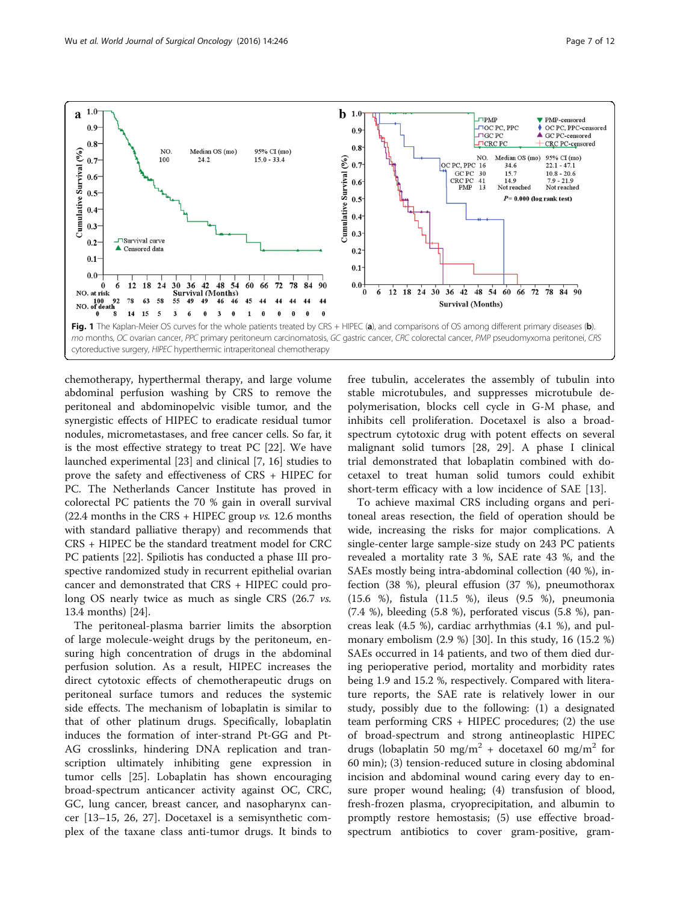Fig. 1 The Kaplan-Meier OS curves for the whole patients treated by CRS + HIPEC (**a**), and comparisons of OS among different primary diseases (**b**). *mo* months, *OC* ovarian cancer, *PPC* primary peritoneum carcinomatosis, *GC* gastric cancer, *CRC* colorectal cancer, *PMP* pseudomyxoma peritonei, *CRS* cytoreductive surgery, *HIPEC* hyperthermic intraperitoneal chemotherapy

chemotherapy, hyperthermal therapy, and large volume abdominal perfusion washing by CRS to remove the peritoneal and abdominopelvic visible tumor, and the synergistic effects of HIPEC to eradicate residual tumor nodules, micrometastases, and free cancer cells. So far, it is the most effective strategy to treat PC [22]. We have launched experimental [23] and clinical [7, 16] studies to prove the safety and effectiveness of CRS + HIPEC for PC. The Netherlands Cancer Institute has proved in colorectal PC patients the 70 % gain in overall survival (22.4 months in the CRS + HIPEC group *vs.* 12.6 months with standard palliative therapy) and recommends that CRS + HIPEC be the standard treatment model for CRC PC patients [22]. Spiliotis has conducted a phase III prospective randomized study in recurrent epithelial ovarian cancer and demonstrated that CRS + HIPEC could prolong OS nearly twice as much as single CRS (26.7 *vs.* 13.4 months) [24].

The peritoneal-plasma barrier limits the absorption of large molecule-weight drugs by the peritoneum, ensuring high concentration of drugs in the abdominal perfusion solution. As a result, HIPEC increases the direct cytotoxic effects of chemotherapeutic drugs on peritoneal surface tumors and reduces the systemic side effects. The mechanism of lobaplatin is similar to that of other platinum drugs. Specifically, lobaplatin induces the formation of inter-strand Pt-GG and Pt-AG crosslinks, hindering DNA replication and transcription ultimately inhibiting gene expression in tumor cells [25]. Lobaplatin has shown encouraging broad-spectrum anticancer activity against OC, CRC, GC, lung cancer, breast cancer, and nasopharynx cancer [13–15, 26, 27]. Docetaxel is a semisynthetic complex of the taxane class anti-tumor drugs. It binds to free tubulin, accelerates the assembly of tubulin into stable microtubules, and suppresses microtubule depolymerisation, blocks cell cycle in G-M phase, and inhibits cell proliferation. Docetaxel is also a broad-spectrum cytotoxic drug with potent effects on several malignant solid tumors [28, 29]. A phase I clinical trial demonstrated that lobaplatin combined with docetaxel to treat human solid tumors could exhibit short-term efficacy with a low incidence of SAE [13].

To achieve maximal CRS including organs and peritoneal areas resection, the field of operation should be wide, increasing the risks for major complications. A single-center large sample-size study on 243 PC patients revealed a mortality rate 3 %, SAE rate 43 %, and the SAEs mostly being intra-abdominal collection (40 %), infection (38 %), pleural effusion (37 %), pneumothorax (15.6 %), fistula (11.5 %), ileus (9.5 %), pneumonia (7.4 %), bleeding (5.8 %), perforated viscus (5.8 %), pancreas leak (4.5 %), cardiac arrhythmias (4.1 %), and pulmonary embolism (2.9 %) [30]. In this study, 16 (15.2 %) SAEs occurred in 14 patients, and two of them died during perioperative period, mortality and morbidity rates being 1.9 and 15.2 %, respectively. Compared with literature reports, the SAE rate is relatively lower in our study, possibly due to the following: (1) a designated team performing CRS + HIPEC procedures; (2) the use of broad-spectrum and strong antineoplastic HIPEC drugs (lobaplatin 50 mg/m$^2$ + docetaxel 60 mg/m$^2$ for 60 min); (3) tension-reduced suture in closing abdominal incision and abdominal wound caring every day to ensure proper wound healing; (4) transfusion of blood, fresh-frozen plasma, cryoprecipitation, and albumin to promptly restore hemostasis; (5) use effective broad-spectrum antibiotics to cover gram-positive, gram-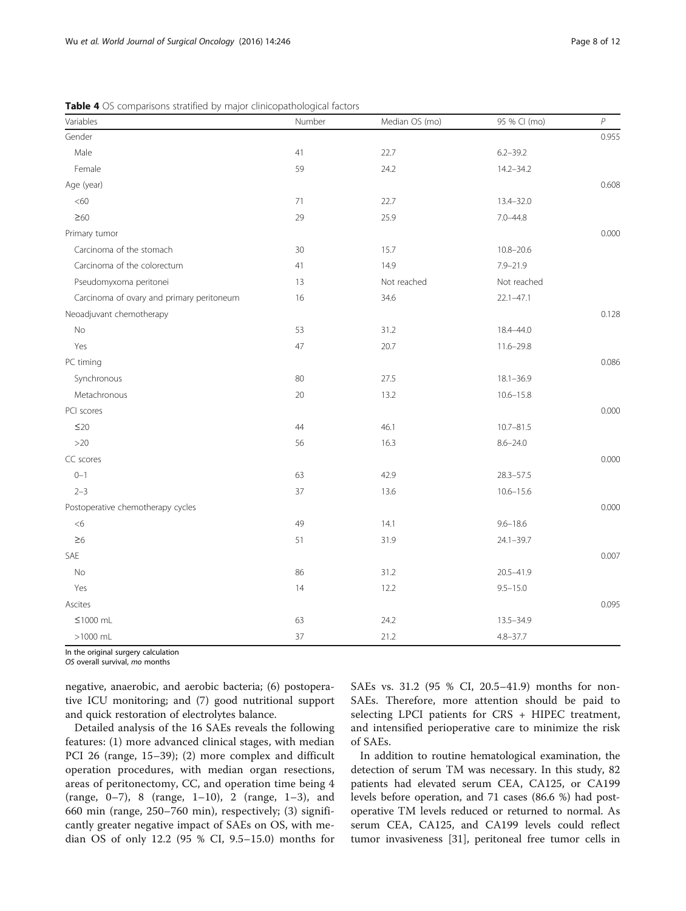**Table 4** OS comparisons stratified by major clinicopathological factors

| Variables | Number | Median OS (mo) | 95 % CI (mo) | *P* |
|---|---|---|---|---|
| Gender | | | | 0.955 |
| Male | 41 | 22.7 | 6.2–39.2 | |
| Female | 59 | 24.2 | 14.2–34.2 | |
| Age (year) | | | | 0.608 |
| <60 | 71 | 22.7 | 13.4–32.0 | |
| ≥60 | 29 | 25.9 | 7.0–44.8 | |
| Primary tumor | | | | 0.000 |
| Carcinoma of the stomach | 30 | 15.7 | 10.8–20.6 | |
| Carcinoma of the colorectum | 41 | 14.9 | 7.9–21.9 | |
| Pseudomyxoma peritonei | 13 | Not reached | Not reached | |
| Carcinoma of ovary and primary peritoneum | 16 | 34.6 | 22.1–47.1 | |
| Neoadjuvant chemotherapy | | | | 0.128 |
| No | 53 | 31.2 | 18.4–44.0 | |
| Yes | 47 | 20.7 | 11.6–29.8 | |
| PC timing | | | | 0.086 |
| Synchronous | 80 | 27.5 | 18.1–36.9 | |
| Metachronous | 20 | 13.2 | 10.6–15.8 | |
| PCI scores | | | | 0.000 |
| ≤20 | 44 | 46.1 | 10.7–81.5 | |
| >20 | 56 | 16.3 | 8.6–24.0 | |
| CC scores | | | | 0.000 |
| 0–1 | 63 | 42.9 | 28.3–57.5 | |
| 2–3 | 37 | 13.6 | 10.6–15.6 | |
| Postoperative chemotherapy cycles | | | | 0.000 |
| <6 | 49 | 14.1 | 9.6–18.6 | |
| ≥6 | 51 | 31.9 | 24.1–39.7 | |
| SAE | | | | 0.007 |
| No | 86 | 31.2 | 20.5–41.9 | |
| Yes | 14 | 12.2 | 9.5–15.0 | |
| Ascites | | | | 0.095 |
| ≤1000 mL | 63 | 24.2 | 13.5–34.9 | |
| >1000 mL | 37 | 21.2 | 4.8–37.7 | |

In the original surgery calculation
*OS* overall survival, *mo* months

negative, anaerobic, and aerobic bacteria; (6) postoperative ICU monitoring; and (7) good nutritional support and quick restoration of electrolytes balance.

Detailed analysis of the 16 SAEs reveals the following features: (1) more advanced clinical stages, with median PCI 26 (range, 15–39); (2) more complex and difficult operation procedures, with median organ resections, areas of peritonectomy, CC, and operation time being 4 (range, 0–7), 8 (range, 1–10), 2 (range, 1–3), and 660 min (range, 250–760 min), respectively; (3) significantly greater negative impact of SAEs on OS, with median OS of only 12.2 (95 % CI, 9.5–15.0) months for SAEs vs. 31.2 (95 % CI, 20.5–41.9) months for non-SAEs. Therefore, more attention should be paid to selecting LPCI patients for CRS + HIPEC treatment, and intensified perioperative care to minimize the risk of SAEs.

In addition to routine hematological examination, the detection of serum TM was necessary. In this study, 82 patients had elevated serum CEA, CA125, or CA199 levels before operation, and 71 cases (86.6 %) had postoperative TM levels reduced or returned to normal. As serum CEA, CA125, and CA199 levels could reflect tumor invasiveness [31], peritoneal free tumor cells in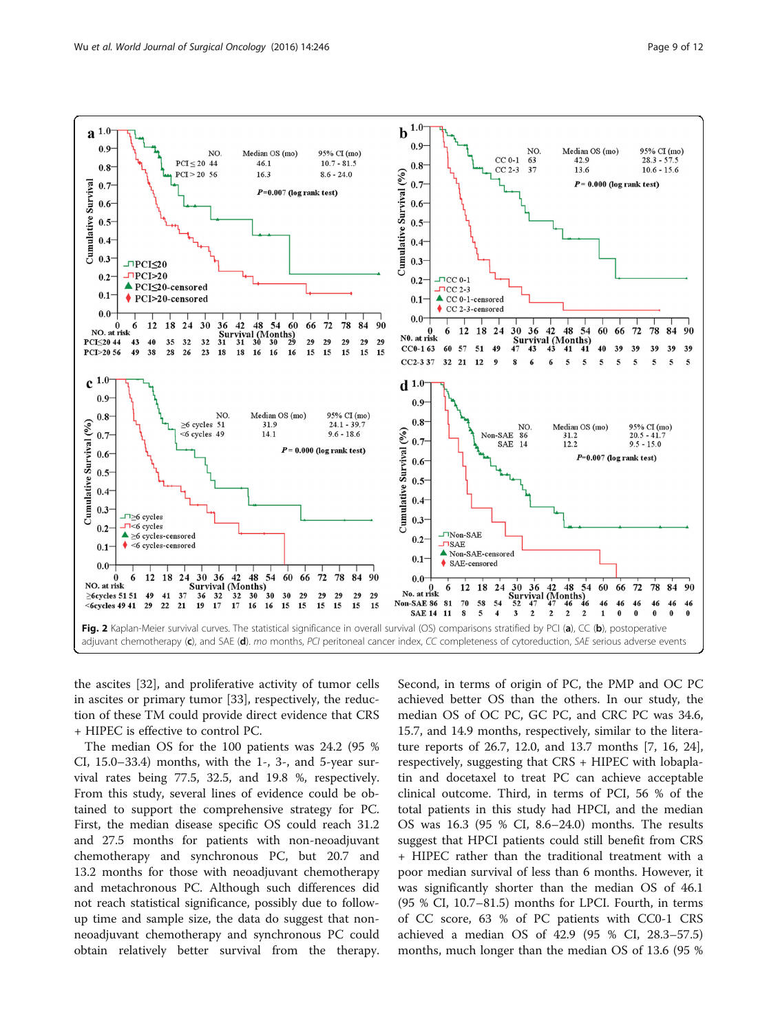**Fig. 2** Kaplan-Meier survival curves. The statistical significance in overall survival (OS) comparisons stratified by PCI (**a**), CC (**b**), postoperative adjuvant chemotherapy (**c**), and SAE (**d**). *mo* months, *PCI* peritoneal cancer index, *CC* completeness of cytoreduction, *SAE* serious adverse events

the ascites [32], and proliferative activity of tumor cells in ascites or primary tumor [33], respectively, the reduction of these TM could provide direct evidence that CRS + HIPEC is effective to control PC.

The median OS for the 100 patients was 24.2 (95 % CI, 15.0–33.4) months, with the 1-, 3-, and 5-year survival rates being 77.5, 32.5, and 19.8 %, respectively. From this study, several lines of evidence could be obtained to support the comprehensive strategy for PC. First, the median disease specific OS could reach 31.2 and 27.5 months for patients with non-neoadjuvant chemotherapy and synchronous PC, but 20.7 and 13.2 months for those with neoadjuvant chemotherapy and metachronous PC. Although such differences did not reach statistical significance, possibly due to follow-up time and sample size, the data do suggest that non-neoadjuvant chemotherapy and synchronous PC could obtain relatively better survival from the therapy. Second, in terms of origin of PC, the PMP and OC PC achieved better OS than the others. In our study, the median OS of OC PC, GC PC, and CRC PC was 34.6, 15.7, and 14.9 months, respectively, similar to the literature reports of 26.7, 12.0, and 13.7 months [7, 16, 24], respectively, suggesting that CRS + HIPEC with lobaplatin and docetaxel to treat PC can achieve acceptable clinical outcome. Third, in terms of PCI, 56 % of the total patients in this study had HPCI, and the median OS was 16.3 (95 % CI, 8.6–24.0) months. The results suggest that HPCI patients could still benefit from CRS + HIPEC rather than the traditional treatment with a poor median survival of less than 6 months. However, it was significantly shorter than the median OS of 46.1 (95 % CI, 10.7–81.5) months for LPCI. Fourth, in terms of CC score, 63 % of PC patients with CC0-1 CRS achieved a median OS of 42.9 (95 % CI, 28.3–57.5) months, much longer than the median OS of 13.6 (95 %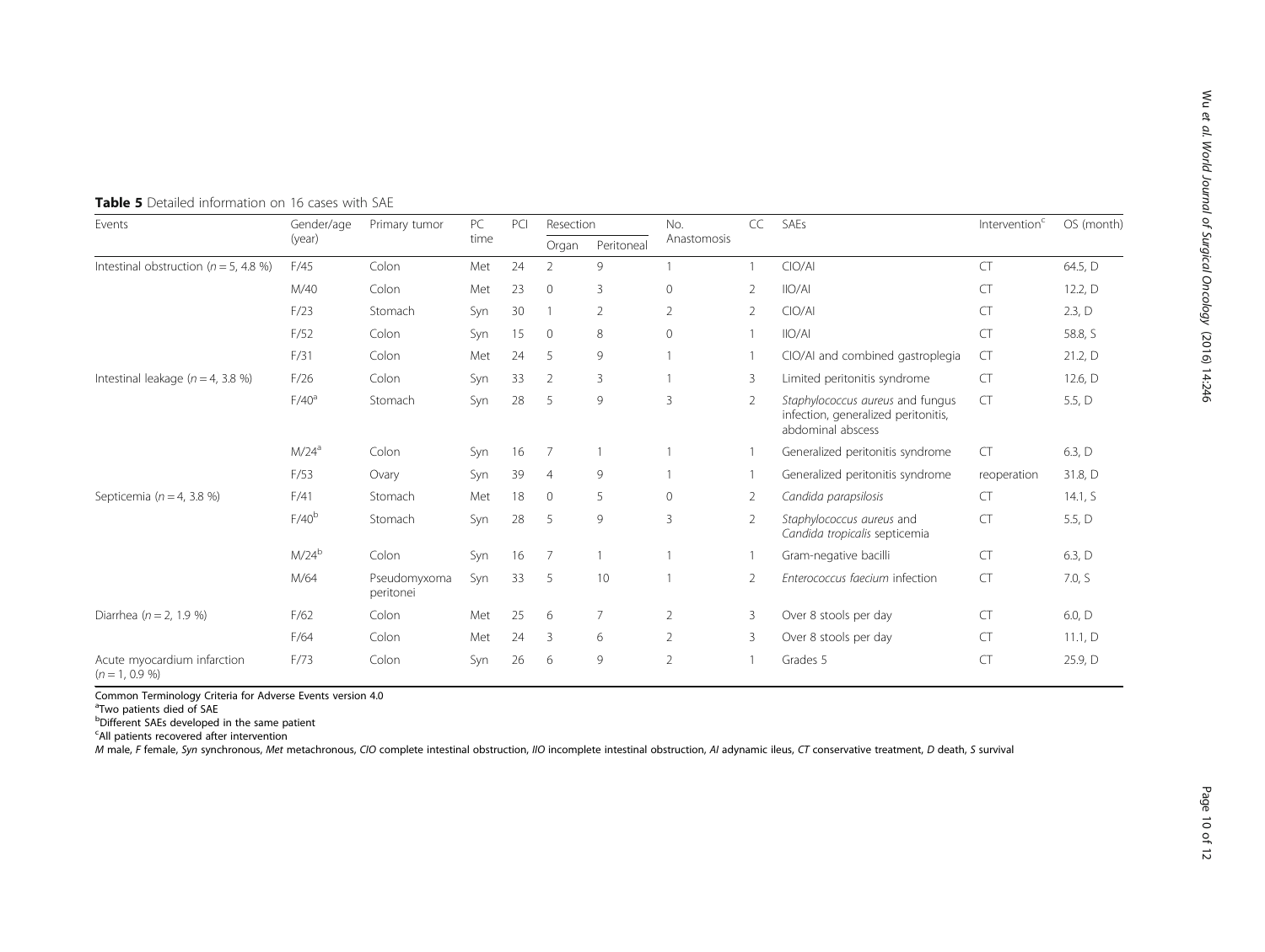**Table 5** Detailed information on 16 cases with SAE

| Events | Gender/age (year) | Primary tumor | PC time | PCI | Resection | | No. Anastomosis | CC | SAEs | Intervention[c] | OS (month) |
|---|---|---|---|---|---|---|---|---|---|---|---|
| | | | | | Organ | Peritoneal | | | | | |
| Intestinal obstruction (*n* = 5, 4.8 %) | F/45 | Colon | Met | 24 | 2 | 9 | 1 | 1 | CIO/AI | CT | 64.5, D |
| | M/40 | Colon | Met | 23 | 0 | 3 | 0 | 2 | IIO/AI | CT | 12.2, D |
| | F/23 | Stomach | Syn | 30 | 1 | 2 | 2 | 2 | CIO/AI | CT | 2.3, D |
| | F/52 | Colon | Syn | 15 | 0 | 8 | 0 | 1 | IIO/AI | CT | 58.8, S |
| | F/31 | Colon | Met | 24 | 5 | 9 | 1 | 1 | CIO/AI and combined gastroplegia | CT | 21.2, D |
| Intestinal leakage (*n* = 4, 3.8 %) | F/26 | Colon | Syn | 33 | 2 | 3 | 1 | 3 | Limited peritonitis syndrome | CT | 12.6, D |
| | F/40[a] | Stomach | Syn | 28 | 5 | 9 | 3 | 2 | *Staphylococcus aureus* and fungus infection, generalized peritonitis, abdominal abscess | CT | 5.5, D |
| | M/24[a] | Colon | Syn | 16 | 7 | 1 | 1 | 1 | Generalized peritonitis syndrome | CT | 6.3, D |
| | F/53 | Ovary | Syn | 39 | 4 | 9 | 1 | 1 | Generalized peritonitis syndrome | reoperation | 31.8, D |
| Septicemia (*n* = 4, 3.8 %) | F/41 | Stomach | Met | 18 | 0 | 5 | 0 | 2 | *Candida parapsilosis* | CT | 14.1, S |
| | F/40[b] | Stomach | Syn | 28 | 5 | 9 | 3 | 2 | *Staphylococcus aureus* and *Candida tropicalis septicemia* | CT | 5.5, D |
| | M/24[b] | Colon | Syn | 16 | 7 | 1 | 1 | 1 | Gram-negative bacilli | CT | 6.3, D |
| | M/64 | Pseudomyxoma peritonei | Syn | 33 | 5 | 10 | 1 | 2 | *Enterococcus faecium* infection | CT | 7.0, S |
| Diarrhea (*n* = 2, 1.9 %) | F/62 | Colon | Met | 25 | 6 | 7 | 2 | 3 | Over 8 stools per day | CT | 6.0, D |
| | F/64 | Colon | Met | 24 | 3 | 6 | 2 | 3 | Over 8 stools per day | CT | 11.1, D |
| Acute myocardium infarction (*n* = 1, 0.9 %) | F/73 | Colon | Syn | 26 | 6 | 9 | 2 | 1 | Grades 5 | CT | 25.9, D |

Common Terminology Criteria for Adverse Events version 4.0
[a]Two patients died of SAE
[b]Different SAEs developed in the same patient
[c]All patients recovered after intervention
*M* male, *F* female, *Syn* synchronous, *Met* metachronous, *CIO* complete intestinal obstruction, *IIO* incomplete intestinal obstruction, *AI* adynamic ileus, *CT* conservative treatment, *D* death, *S* survival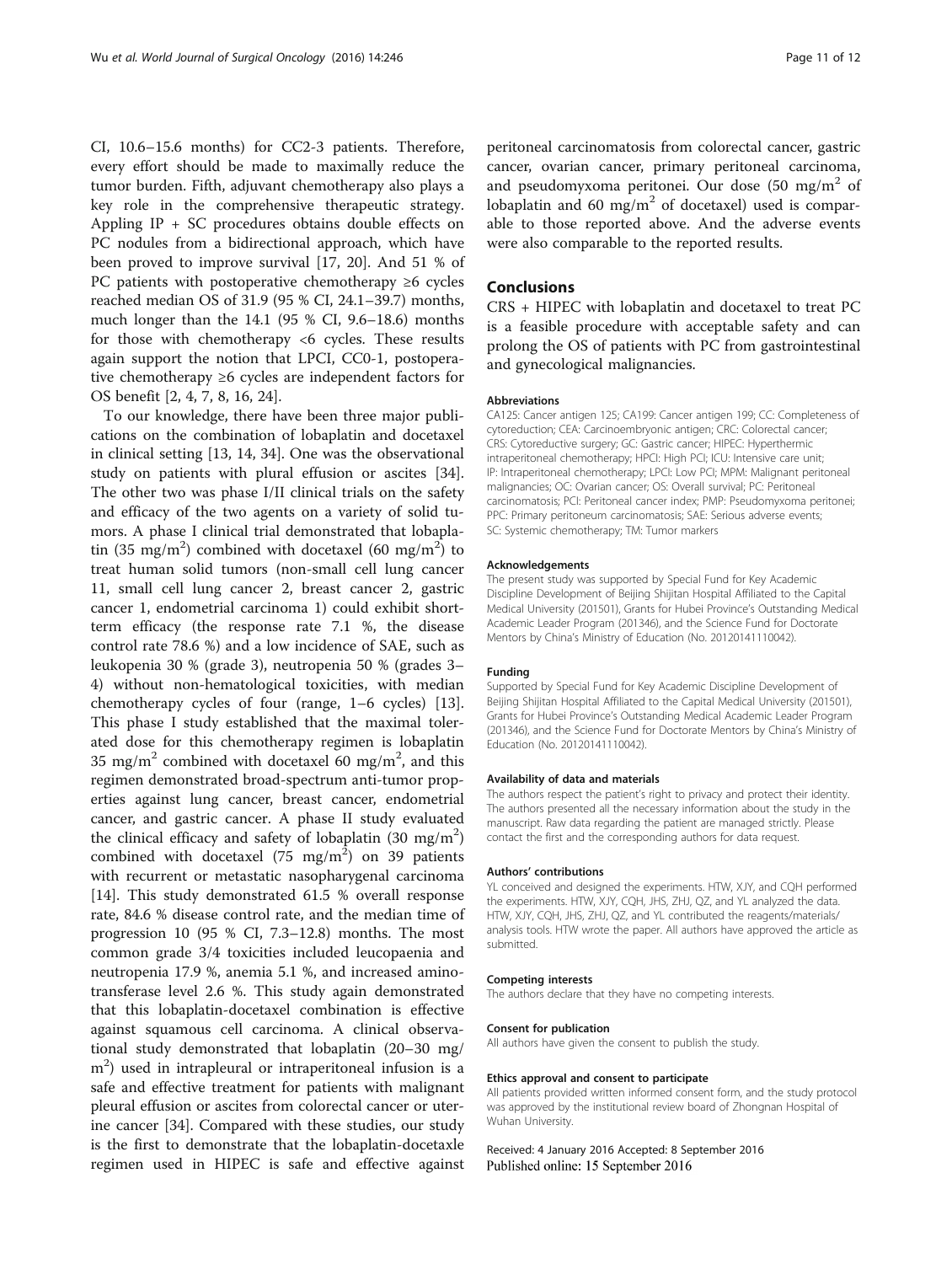CI, 10.6–15.6 months) for CC2-3 patients. Therefore, every effort should be made to maximally reduce the tumor burden. Fifth, adjuvant chemotherapy also plays a key role in the comprehensive therapeutic strategy. Appling IP + SC procedures obtains double effects on PC nodules from a bidirectional approach, which have been proved to improve survival [17, 20]. And 51 % of PC patients with postoperative chemotherapy ≥6 cycles reached median OS of 31.9 (95 % CI, 24.1–39.7) months, much longer than the 14.1 (95 % CI, 9.6–18.6) months for those with chemotherapy <6 cycles. These results again support the notion that LPCI, CC0-1, postoperative chemotherapy ≥6 cycles are independent factors for OS benefit [2, 4, 7, 8, 16, 24].

To our knowledge, there have been three major publications on the combination of lobaplatin and docetaxel in clinical setting [13, 14, 34]. One was the observational study on patients with plural effusion or ascites [34]. The other two was phase I/II clinical trials on the safety and efficacy of the two agents on a variety of solid tumors. A phase I clinical trial demonstrated that lobaplatin (35 mg/m$^2$) combined with docetaxel (60 mg/m$^2$) to treat human solid tumors (non-small cell lung cancer 11, small cell lung cancer 2, breast cancer 2, gastric cancer 1, endometrial carcinoma 1) could exhibit short-term efficacy (the response rate 7.1 %, the disease control rate 78.6 %) and a low incidence of SAE, such as leukopenia 30 % (grade 3), neutropenia 50 % (grades 3–4) without non-hematological toxicities, with median chemotherapy cycles of four (range, 1–6 cycles) [13]. This phase I study established that the maximal tolerated dose for this chemotherapy regimen is lobaplatin 35 mg/m$^2$ combined with docetaxel 60 mg/m$^2$, and this regimen demonstrated broad-spectrum anti-tumor properties against lung cancer, breast cancer, endometrial cancer, and gastric cancer. A phase II study evaluated the clinical efficacy and safety of lobaplatin (30 mg/m$^2$) combined with docetaxel (75 mg/m$^2$) on 39 patients with recurrent or metastatic nasopharygenal carcinoma [14]. This study demonstrated 61.5 % overall response rate, 84.6 % disease control rate, and the median time of progression 10 (95 % CI, 7.3–12.8) months. The most common grade 3/4 toxicities included leucopaenia and neutropenia 17.9 %, anemia 5.1 %, and increased aminotransferase level 2.6 %. This study again demonstrated that this lobaplatin-docetaxel combination is effective against squamous cell carcinoma. A clinical observational study demonstrated that lobaplatin (20–30 mg/m$^2$) used in intrapleural or intraperitoneal infusion is a safe and effective treatment for patients with malignant pleural effusion or ascites from colorectal cancer or uterine cancer [34]. Compared with these studies, our study is the first to demonstrate that the lobaplatin-docetaxle regimen used in HIPEC is safe and effective against peritoneal carcinomatosis from colorectal cancer, gastric cancer, ovarian cancer, primary peritoneal carcinoma, and pseudomyxoma peritonei. Our dose (50 mg/m$^2$ of lobaplatin and 60 mg/m$^2$ of docetaxel) used is comparable to those reported above. And the adverse events were also comparable to the reported results.

## Conclusions

CRS + HIPEC with lobaplatin and docetaxel to treat PC is a feasible procedure with acceptable safety and can prolong the OS of patients with PC from gastrointestinal and gynecological malignancies.

#### Abbreviations

CA125: Cancer antigen 125; CA199: Cancer antigen 199; CC: Completeness of cytoreduction; CEA: Carcinoembryonic antigen; CRC: Colorectal cancer; CRS: Cytoreductive surgery; GC: Gastric cancer; HIPEC: Hyperthermic intraperitoneal chemotherapy; HPCI: High PCI; ICU: Intensive care unit; IP: Intraperitoneal chemotherapy; LPCI: Low PCI; MPM: Malignant peritoneal malignancies; OC: Ovarian cancer; OS: Overall survival; PC: Peritoneal carcinomatosis; PCI: Peritoneal cancer index; PMP: Pseudomyxoma peritonei; PPC: Primary peritoneum carcinomatosis; SAE: Serious adverse events; SC: Systemic chemotherapy; TM: Tumor markers

#### Acknowledgements

The present study was supported by Special Fund for Key Academic Discipline Development of Beijing Shijitan Hospital Affiliated to the Capital Medical University (201501), Grants for Hubei Province's Outstanding Medical Academic Leader Program (201346), and the Science Fund for Doctorate Mentors by China's Ministry of Education (No. 20120141110042).

#### Funding

Supported by Special Fund for Key Academic Discipline Development of Beijing Shijitan Hospital Affiliated to the Capital Medical University (201501), Grants for Hubei Province's Outstanding Medical Academic Leader Program (201346), and the Science Fund for Doctorate Mentors by China's Ministry of Education (No. 20120141110042).

#### Availability of data and materials

The authors respect the patient's right to privacy and protect their identity. The authors presented all the necessary information about the study in the manuscript. Raw data regarding the patient are managed strictly. Please contact the first and the corresponding authors for data request.

#### Authors' contributions

YL conceived and designed the experiments. HTW, XJY, and CQH performed the experiments. HTW, XJY, CQH, JHS, ZHJ, QZ, and YL analyzed the data. HTW, XJY, CQH, JHS, ZHJ, QZ, and YL contributed the reagents/materials/analysis tools. HTW wrote the paper. All authors have approved the article as submitted.

#### Competing interests

The authors declare that they have no competing interests.

#### Consent for publication

All authors have given the consent to publish the study.

#### Ethics approval and consent to participate

All patients provided written informed consent form, and the study protocol was approved by the institutional review board of Zhongnan Hospital of Wuhan University.

Received: 4 January 2016 Accepted: 8 September 2016
Published online: 15 September 2016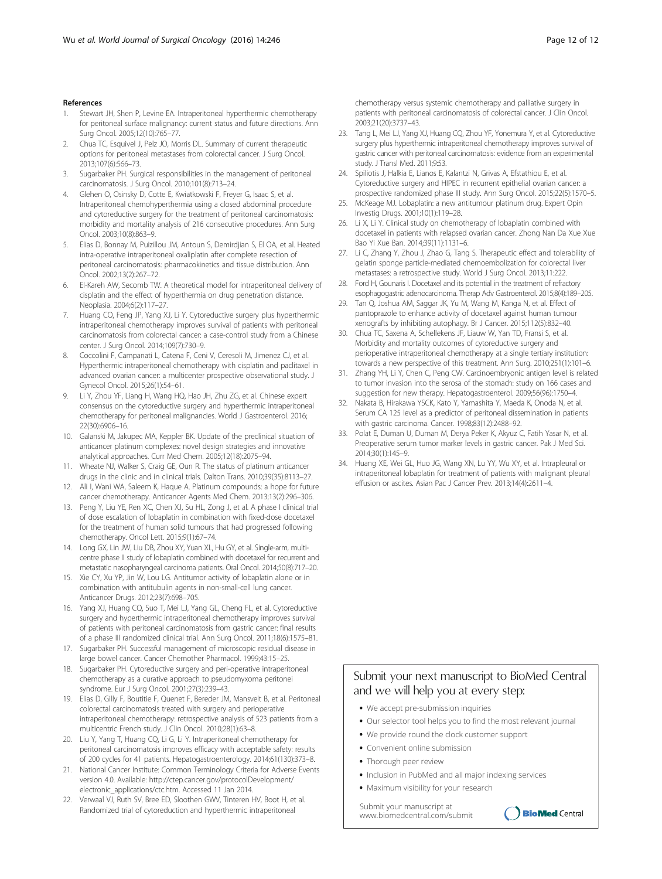## References

1. Stewart JH, Shen P, Levine EA. Intraperitoneal hyperthermic chemotherapy for peritoneal surface malignancy: current status and future directions. Ann Surg Oncol. 2005;12(10):765–77.
2. Chua TC, Esquivel J, Pelz JO, Morris DL. Summary of current therapeutic options for peritoneal metastases from colorectal cancer. J Surg Oncol. 2013;107(6):566–73.
3. Sugarbaker PH. Surgical responsibilities in the management of peritoneal carcinomatosis. J Surg Oncol. 2010;101(8):713–24.
4. Glehen O, Osinsky D, Cotte E, Kwiatkowski F, Freyer G, Isaac S, et al. Intraperitoneal chemohyperthermia using a closed abdominal procedure and cytoreductive surgery for the treatment of peritoneal carcinomatosis: morbidity and mortality analysis of 216 consecutive procedures. Ann Surg Oncol. 2003;10(8):863–9.
5. Elias D, Bonnay M, Puizillou JM, Antoun S, Demirdjian S, El OA, et al. Heated intra-operative intraperitoneal oxaliplatin after complete resection of peritoneal carcinomatosis: pharmacokinetics and tissue distribution. Ann Oncol. 2002;13(2):267–72.
6. El-Kareh AW, Secomb TW. A theoretical model for intraperitoneal delivery of cisplatin and the effect of hyperthermia on drug penetration distance. Neoplasia. 2004;6(2):117–27.
7. Huang CQ, Feng JP, Yang XJ, Li Y. Cytoreductive surgery plus hyperthermic intraperitoneal chemotherapy improves survival of patients with peritoneal carcinomatosis from colorectal cancer: a case-control study from a Chinese center. J Surg Oncol. 2014;109(7):730–9.
8. Coccolini F, Campanati L, Catena F, Ceni V, Ceresoli M, Jimenez CJ, et al. Hyperthermic intraperitoneal chemotherapy with cisplatin and paclitaxel in advanced ovarian cancer: a multicenter prospective observational study. J Gynecol Oncol. 2015;26(1):54–61.
9. Li Y, Zhou YF, Liang H, Wang HQ, Hao JH, Zhu ZG, et al. Chinese expert consensus on the cytoreductive surgery and hyperthermic intraperitoneal chemotherapy for peritoneal malignancies. World J Gastroenterol. 2016; 22(30):6906–16.
10. Galanski M, Jakupec MA, Keppler BK. Update of the preclinical situation of anticancer platinum complexes: novel design strategies and innovative analytical approaches. Curr Med Chem. 2005;12(18):2075–94.
11. Wheate NJ, Walker S, Craig GE, Oun R. The status of platinum anticancer drugs in the clinic and in clinical trials. Dalton Trans. 2010;39(35):8113–27.
12. Ali I, Wani WA, Saleem K, Haque A. Platinum compounds: a hope for future cancer chemotherapy. Anticancer Agents Med Chem. 2013;13(2):296–306.
13. Peng Y, Liu YE, Ren XC, Chen XJ, Su HL, Zong J, et al. A phase I clinical trial of dose escalation of lobaplatin in combination with fixed-dose docetaxel for the treatment of human solid tumours that had progressed following chemotherapy. Oncol Lett. 2015;9(1):67–74.
14. Long GX, Lin JW, Liu DB, Zhou XY, Yuan XL, Hu GY, et al. Single-arm, multi-centre phase II study of lobaplatin combined with docetaxel for recurrent and metastatic nasopharyngeal carcinoma patients. Oral Oncol. 2014;50(8):717–20.
15. Xie CY, Xu YP, Jin W, Lou LG. Antitumor activity of lobaplatin alone or in combination with antitubulin agents in non-small-cell lung cancer. Anticancer Drugs. 2012;23(7):698–705.
16. Yang XJ, Huang CQ, Suo T, Mei LJ, Yang GL, Cheng FL, et al. Cytoreductive surgery and hyperthermic intraperitoneal chemotherapy improves survival of patients with peritoneal carcinomatosis from gastric cancer: final results of a phase III randomized clinical trial. Ann Surg Oncol. 2011;18(6):1575–81.
17. Sugarbaker PH. Successful management of microscopic residual disease in large bowel cancer. Cancer Chemother Pharmacol. 1999;43:15–25.
18. Sugarbaker PH. Cytoreductive surgery and peri-operative intraperitoneal chemotherapy as a curative approach to pseudomyxoma peritonei syndrome. Eur J Surg Oncol. 2001;27(3):239–43.
19. Elias D, Gilly F, Boutitie F, Quenet F, Bereder JM, Mansvelt B, et al. Peritoneal colorectal carcinomatosis treated with surgery and perioperative intraperitoneal chemotherapy: retrospective analysis of 523 patients from a multicentric French study. J Clin Oncol. 2010;28(1):63–8.
20. Liu Y, Yang T, Huang CQ, Li G, Li Y. Intraperitoneal chemotherapy for peritoneal carcinomatosis improves efficacy with acceptable safety: results of 200 cycles for 41 patients. Hepatogastroenterology. 2014;61(130):373–8.
21. National Cancer Institute: Common Terminology Criteria for Adverse Events version 4.0. Available: http://ctep.cancer.gov/protocolDevelopment/electronic_applications/ctc.htm. Accessed 11 Jan 2014.
22. Verwaal VJ, Ruth SV, Bree ED, Sloothen GWV, Tinteren HV, Boot H, et al. Randomized trial of cytoreduction and hyperthermic intraperitoneal chemotherapy versus systemic chemotherapy and palliative surgery in patients with peritoneal carcinomatosis of colorectal cancer. J Clin Oncol. 2003;21(20):3737–43.
23. Tang L, Mei LJ, Yang XJ, Huang CQ, Zhou YF, Yonemura Y, et al. Cytoreductive surgery plus hyperthermic intraperitoneal chemotherapy improves survival of gastric cancer with peritoneal carcinomatosis: evidence from an experimental study. J Transl Med. 2011;9:53.
24. Spiliotis J, Halkia E, Lianos E, Kalantzi N, Grivas A, Efstathiou E, et al. Cytoreductive surgery and HIPEC in recurrent epithelial ovarian cancer: a prospective randomized phase III study. Ann Surg Oncol. 2015;22(5):1570–5.
25. McKeage MJ. Lobaplatin: a new antitumour platinum drug. Expert Opin Investig Drugs. 2001;10(1):119–28.
26. Li X, Li Y. Clinical study on chemotherapy of lobaplatin combined with docetaxel in patients with relapsed ovarian cancer. Zhong Nan Da Xue Xue Bao Yi Xue Ban. 2014;39(11):1131–6.
27. Li C, Zhang Y, Zhou J, Zhao G, Tang S. Therapeutic effect and tolerability of gelatin sponge particle-mediated chemoembolization for colorectal liver metastases: a retrospective study. World J Surg Oncol. 2013;11:222.
28. Ford H, Gounaris I. Docetaxel and its potential in the treatment of refractory esophagogastric adenocarcinoma. Therap Adv Gastroenterol. 2015;8(4):189–205.
29. Tan Q, Joshua AM, Saggar JK, Yu M, Wang M, Kanga N, et al. Effect of pantoprazole to enhance activity of docetaxel against human tumour xenografts by inhibiting autophagy. Br J Cancer. 2015;112(5):832–40.
30. Chua TC, Saxena A, Schellekens JF, Liauw W, Yan TD, Fransi S, et al. Morbidity and mortality outcomes of cytoreductive surgery and perioperative intraperitoneal chemotherapy at a single tertiary institution: towards a new perspective of this treatment. Ann Surg. 2010;251(1):101–6.
31. Zhang YH, Li Y, Chen C, Peng CW. Carcinoembryonic antigen level is related to tumor invasion into the serosa of the stomach: study on 166 cases and suggestion for new therapy. Hepatogastroenterol. 2009;56(96):1750–4.
32. Nakata B, Hirakawa YSCK, Kato Y, Yamashita Y, Maeda K, Onoda N, et al. Serum CA 125 level as a predictor of peritoneal dissemination in patients with gastric carcinoma. Cancer. 1998;83(12):2488–92.
33. Polat E, Duman U, Duman M, Derya Peker K, Akyuz C, Fatih Yasar N, et al. Preoperative serum tumor marker levels in gastric cancer. Pak J Med Sci. 2014;30(1):145–9.
34. Huang XE, Wei GL, Huo JG, Wang XN, Lu YY, Wu XY, et al. Intrapleural or intraperitoneal lobaplatin for treatment of patients with malignant pleural effusion or ascites. Asian Pac J Cancer Prev. 2013;14(4):2611–4.

Submit your next manuscript to BioMed Central and we will help you at every step:

- We accept pre-submission inquiries
- Our selector tool helps you to find the most relevant journal
- We provide round the clock customer support
- Convenient online submission
- Thorough peer review
- Inclusion in PubMed and all major indexing services
- Maximum visibility for your research

Submit your manuscript at
www.biomedcentral.com/submit

BioMed Central